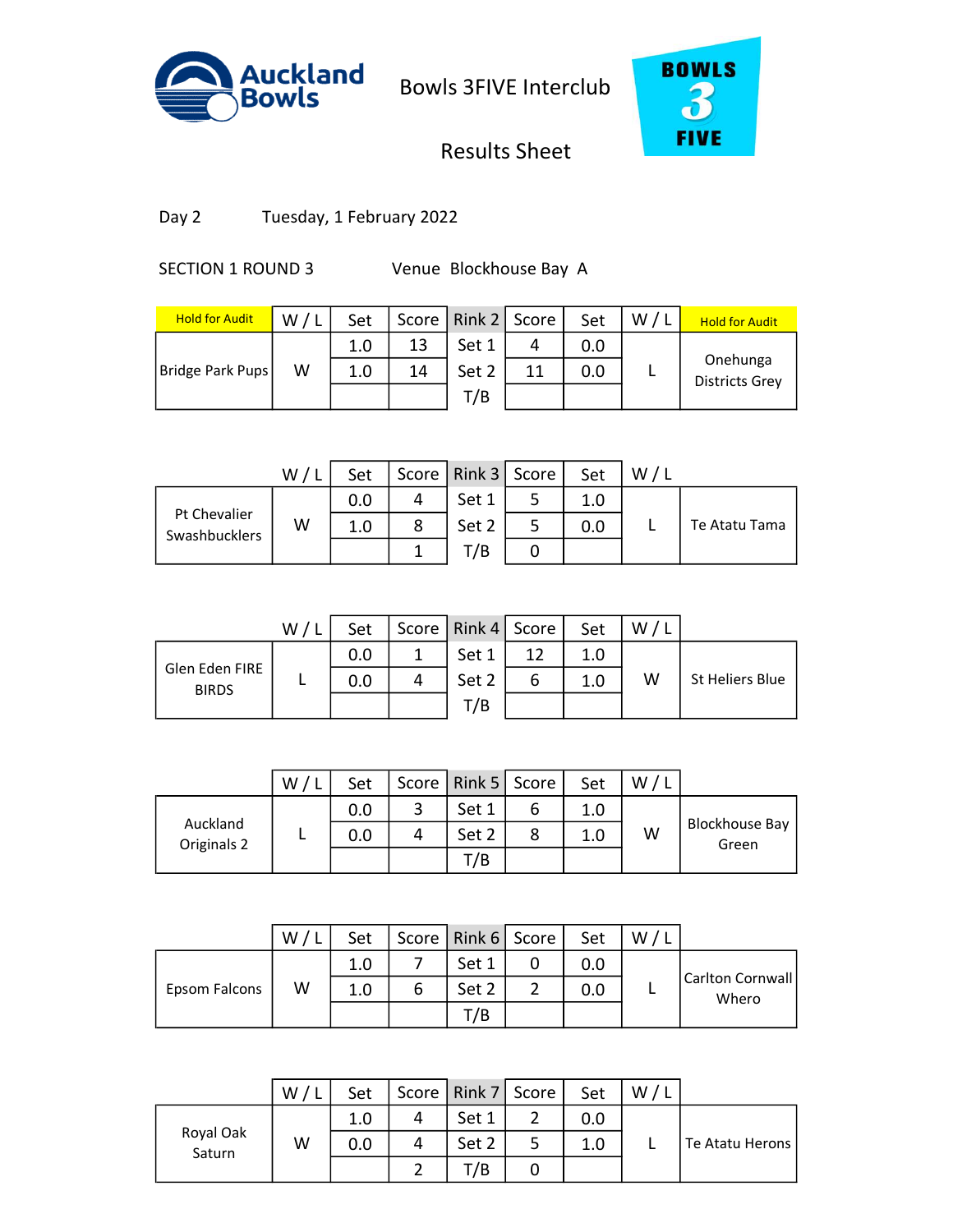# Bowls 3FIVE Interclub

## Results Sheet

Day 2 Tuesday, 1 February 2022

SECTION 1 ROUND 3 Venue Blockhouse Bay A

| Hold for Audit | W / L | Set | Score | Rink 2 | Score | Set | W / L | Hold for Audit |
|---|---|---|---|---|---|---|---|---|
| Bridge Park Pups | W | 1.0 | 13 | Set 1 | 4 | 0.0 | L | Onehunga Districts Grey |
| | | 1.0 | 14 | Set 2 | 11 | 0.0 | | |
| | | | | T/B | | | | |

| | W / L | Set | Score | Rink 3 | Score | Set | W / L | |
|---|---|---|---|---|---|---|---|---|
| Pt Chevalier Swashbucklers | W | 0.0 | 4 | Set 1 | 5 | 1.0 | L | Te Atatu Tama |
| | | 1.0 | 8 | Set 2 | 5 | 0.0 | | |
| | | | 1 | T/B | 0 | | | |

| | W / L | Set | Score | Rink 4 | Score | Set | W / L | |
|---|---|---|---|---|---|---|---|---|
| Glen Eden FIRE BIRDS | L | 0.0 | 1 | Set 1 | 12 | 1.0 | W | St Heliers Blue |
| | | 0.0 | 4 | Set 2 | 6 | 1.0 | | |
| | | | | T/B | | | | |

| | W / L | Set | Score | Rink 5 | Score | Set | W / L | |
|---|---|---|---|---|---|---|---|---|
| Auckland Originals 2 | L | 0.0 | 3 | Set 1 | 6 | 1.0 | W | Blockhouse Bay Green |
| | | 0.0 | 4 | Set 2 | 8 | 1.0 | | |
| | | | | T/B | | | | |

| | W / L | Set | Score | Rink 6 | Score | Set | W / L | |
|---|---|---|---|---|---|---|---|---|
| Epsom Falcons | W | 1.0 | 7 | Set 1 | 0 | 0.0 | L | Carlton Cornwall Whero |
| | | 1.0 | 6 | Set 2 | 2 | 0.0 | | |
| | | | | T/B | | | | |

| | W / L | Set | Score | Rink 7 | Score | Set | W / L | |
|---|---|---|---|---|---|---|---|---|
| Royal Oak Saturn | W | 1.0 | 4 | Set 1 | 2 | 0.0 | L | Te Atatu Herons |
| | | 0.0 | 4 | Set 2 | 5 | 1.0 | | |
| | | | 2 | T/B | 0 | | | |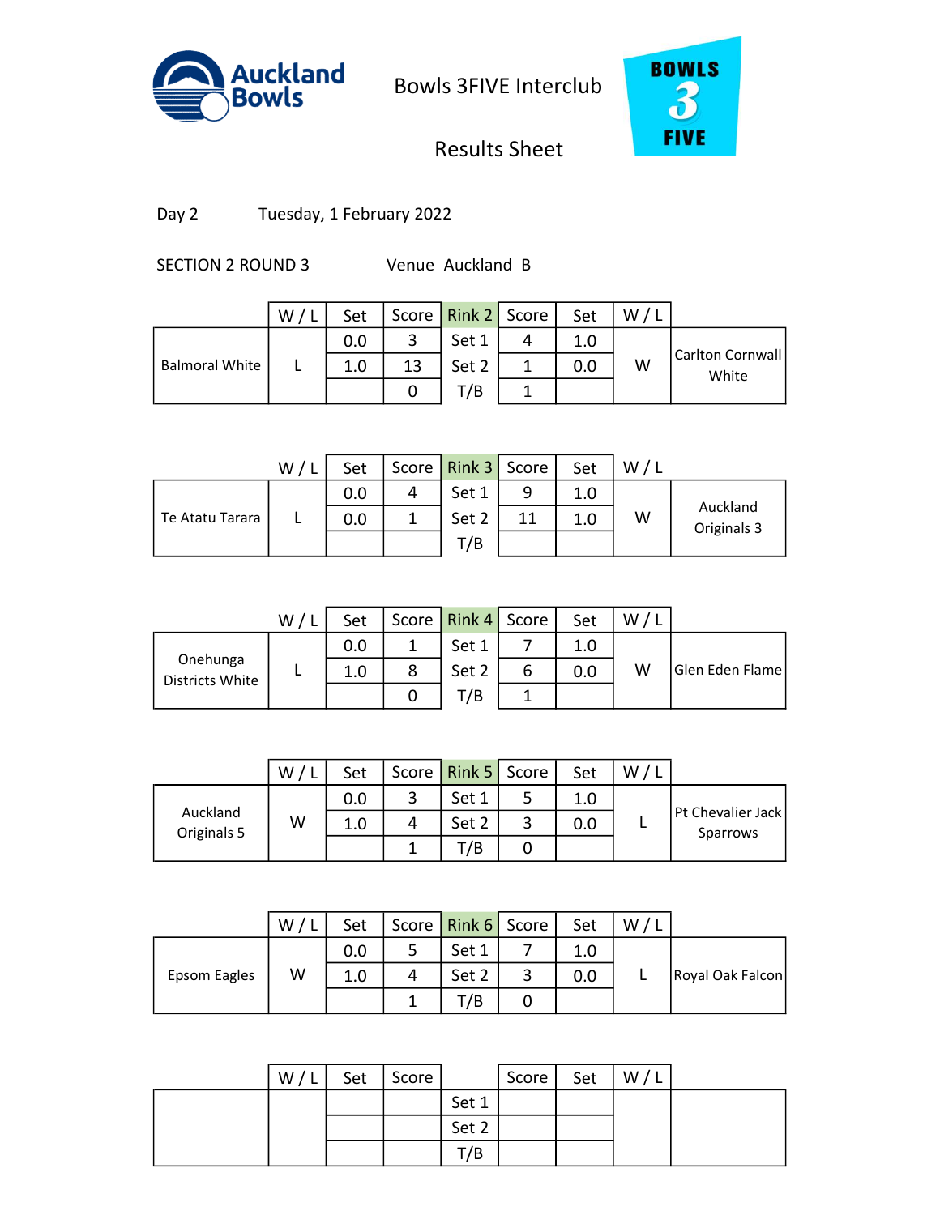Auckland Bowls

# Bowls 3FIVE Interclub

## Results Sheet

BOWLS 3 FIVE

Day 2 Tuesday, 1 February 2022

SECTION 2 ROUND 3 Venue Auckland B

| | W / L | Set | Score | Rink 2 | Score | Set | W / L | |
|---|---|---|---|---|---|---|---|---|
| Balmoral White | L | 0.0 | 3 | Set 1 | 4 | 1.0 | W | Carlton Cornwall White |
| | | 1.0 | 13 | Set 2 | 1 | 0.0 | | |
| | | | 0 | T/B | 1 | | | |

| | W / L | Set | Score | Rink 3 | Score | Set | W / L | |
|---|---|---|---|---|---|---|---|---|
| Te Atatu Tarara | L | 0.0 | 4 | Set 1 | 9 | 1.0 | W | Auckland Originals 3 |
| | | 0.0 | 1 | Set 2 | 11 | 1.0 | | |
| | | | | T/B | | | | |

| | W / L | Set | Score | Rink 4 | Score | Set | W / L | |
|---|---|---|---|---|---|---|---|---|
| Onehunga Districts White | L | 0.0 | 1 | Set 1 | 7 | 1.0 | W | Glen Eden Flame |
| | | 1.0 | 8 | Set 2 | 6 | 0.0 | | |
| | | | 0 | T/B | 1 | | | |

| | W / L | Set | Score | Rink 5 | Score | Set | W / L | |
|---|---|---|---|---|---|---|---|---|
| Auckland Originals 5 | W | 0.0 | 3 | Set 1 | 5 | 1.0 | L | Pt Chevalier Jack Sparrows |
| | | 1.0 | 4 | Set 2 | 3 | 0.0 | | |
| | | | 1 | T/B | 0 | | | |

| | W / L | Set | Score | Rink 6 | Score | Set | W / L | |
|---|---|---|---|---|---|---|---|---|
| Epsom Eagles | W | 0.0 | 5 | Set 1 | 7 | 1.0 | L | Royal Oak Falcon |
| | | 1.0 | 4 | Set 2 | 3 | 0.0 | | |
| | | | 1 | T/B | 0 | | | |

| | W / L | Set | Score | | Score | Set | W / L | |
|---|---|---|---|---|---|---|---|---|
| | | | | Set 1 | | | | |
| | | | | Set 2 | | | | |
| | | | | T/B | | | | |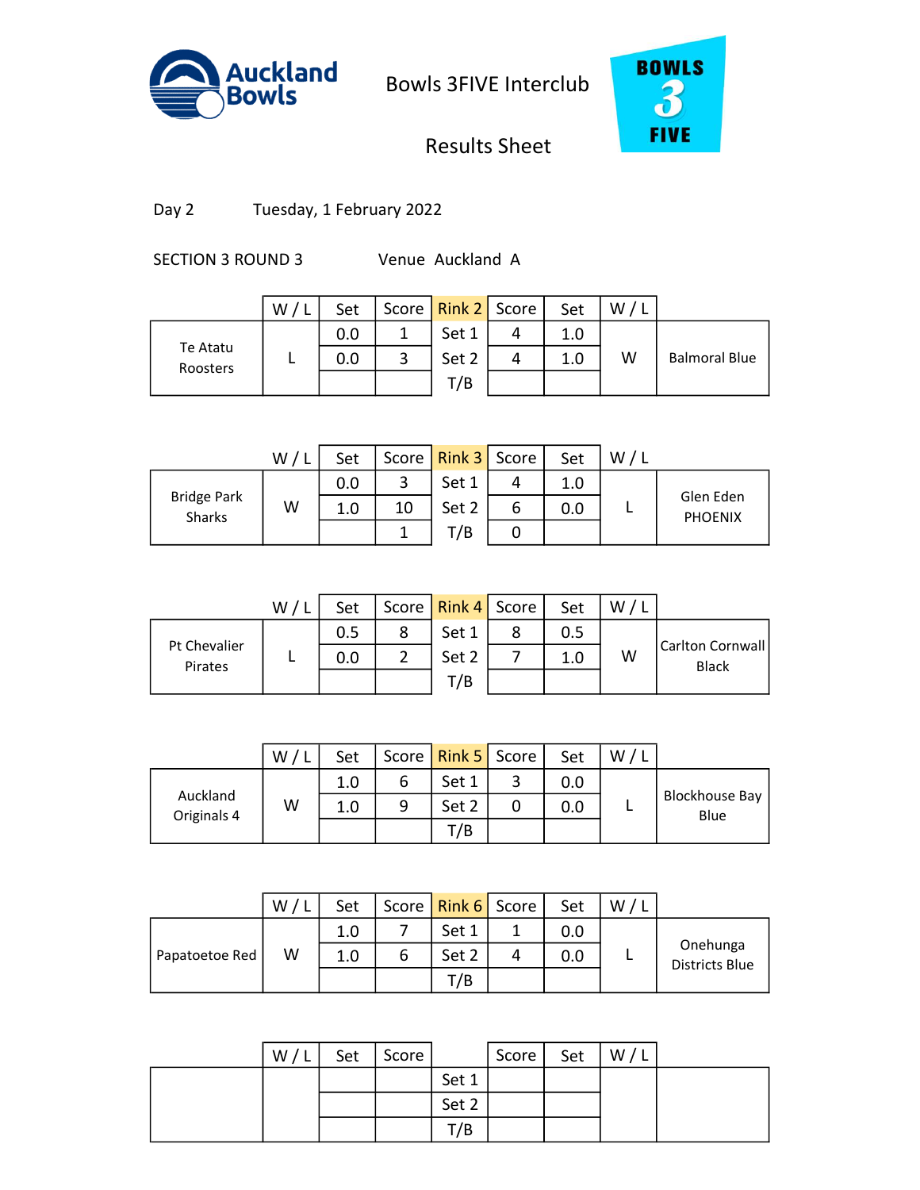Auckland Bowls

Bowls 3FIVE Interclub

Results Sheet

Day 2 Tuesday, 1 February 2022

SECTION 3 ROUND 3 Venue Auckland A

| | W / L | Set | Score | Rink 2 | Score | Set | W / L | |
|---|---|---|---|---|---|---|---|---|
| Te Atatu Roosters | L | 0.0 | 1 | Set 1 | 4 | 1.0 | W | Balmoral Blue |
| | | 0.0 | 3 | Set 2 | 4 | 1.0 | | |
| | | | | T/B | | | | |

| | W / L | Set | Score | Rink 3 | Score | Set | W / L | |
|---|---|---|---|---|---|---|---|---|
| Bridge Park Sharks | W | 0.0 | 3 | Set 1 | 4 | 1.0 | L | Glen Eden PHOENIX |
| | | 1.0 | 10 | Set 2 | 6 | 0.0 | | |
| | | | 1 | T/B | 0 | | | |

| | W / L | Set | Score | Rink 4 | Score | Set | W / L | |
|---|---|---|---|---|---|---|---|---|
| Pt Chevalier Pirates | L | 0.5 | 8 | Set 1 | 8 | 0.5 | W | Carlton Cornwall Black |
| | | 0.0 | 2 | Set 2 | 7 | 1.0 | | |
| | | | | T/B | | | | |

| | W / L | Set | Score | Rink 5 | Score | Set | W / L | |
|---|---|---|---|---|---|---|---|---|
| Auckland Originals 4 | W | 1.0 | 6 | Set 1 | 3 | 0.0 | L | Blockhouse Bay Blue |
| | | 1.0 | 9 | Set 2 | 0 | 0.0 | | |
| | | | | T/B | | | | |

| | W / L | Set | Score | Rink 6 | Score | Set | W / L | |
|---|---|---|---|---|---|---|---|---|
| Papatoetoe Red | W | 1.0 | 7 | Set 1 | 1 | 0.0 | L | Onehunga Districts Blue |
| | | 1.0 | 6 | Set 2 | 4 | 0.0 | | |
| | | | | T/B | | | | |

| | W / L | Set | Score | | Score | Set | W / L | |
|---|---|---|---|---|---|---|---|---|
| | | | | Set 1 | | | | |
| | | | | Set 2 | | | | |
| | | | | T/B | | | | |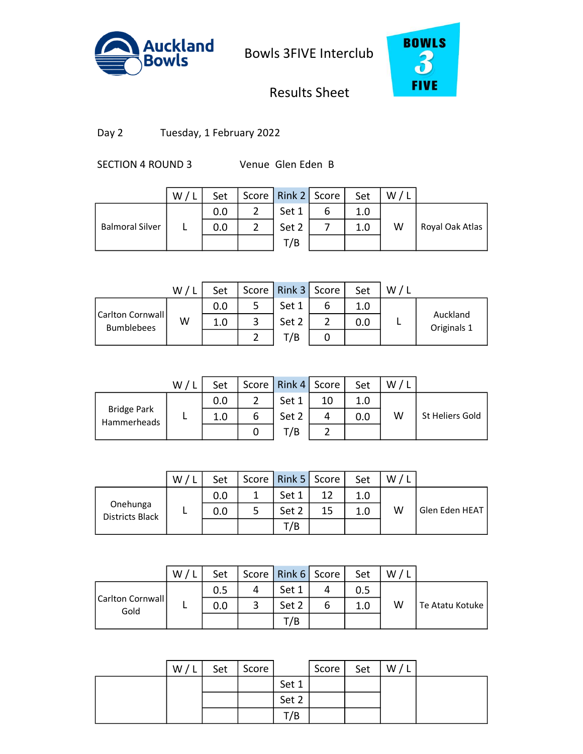Auckland Bowls

# Bowls 3FIVE Interclub

## Results Sheet

BOWLS 3 FIVE

Day 2 Tuesday, 1 February 2022

SECTION 4 ROUND 3 Venue Glen Eden B

| | W / L | Set | Score | Rink 2 | Score | Set | W / L | |
|---|---|---|---|---|---|---|---|---|
| Balmoral Silver | L | 0.0 | 2 | Set 1 | 6 | 1.0 | W | Royal Oak Atlas |
| | | 0.0 | 2 | Set 2 | 7 | 1.0 | | |
| | | | | T/B | | | | |

| | W / L | Set | Score | Rink 3 | Score | Set | W / L | |
|---|---|---|---|---|---|---|---|---|
| Carlton Cornwall Bumblebees | W | 0.0 | 5 | Set 1 | 6 | 1.0 | L | Auckland Originals 1 |
| | | 1.0 | 3 | Set 2 | 2 | 0.0 | | |
| | | | 2 | T/B | 0 | | | |

| | W / L | Set | Score | Rink 4 | Score | Set | W / L | |
|---|---|---|---|---|---|---|---|---|
| Bridge Park Hammerheads | L | 0.0 | 2 | Set 1 | 10 | 1.0 | W | St Heliers Gold |
| | | 1.0 | 6 | Set 2 | 4 | 0.0 | | |
| | | | 0 | T/B | 2 | | | |

| | W / L | Set | Score | Rink 5 | Score | Set | W / L | |
|---|---|---|---|---|---|---|---|---|
| Onehunga Districts Black | L | 0.0 | 1 | Set 1 | 12 | 1.0 | W | Glen Eden HEAT |
| | | 0.0 | 5 | Set 2 | 15 | 1.0 | | |
| | | | | T/B | | | | |

| | W / L | Set | Score | Rink 6 | Score | Set | W / L | |
|---|---|---|---|---|---|---|---|---|
| Carlton Cornwall Gold | L | 0.5 | 4 | Set 1 | 4 | 0.5 | W | Te Atatu Kotuke |
| | | 0.0 | 3 | Set 2 | 6 | 1.0 | | |
| | | | | T/B | | | | |

| | W / L | Set | Score | | Score | Set | W / L | |
|---|---|---|---|---|---|---|---|---|
| | | | | Set 1 | | | | |
| | | | | Set 2 | | | | |
| | | | | T/B | | | | |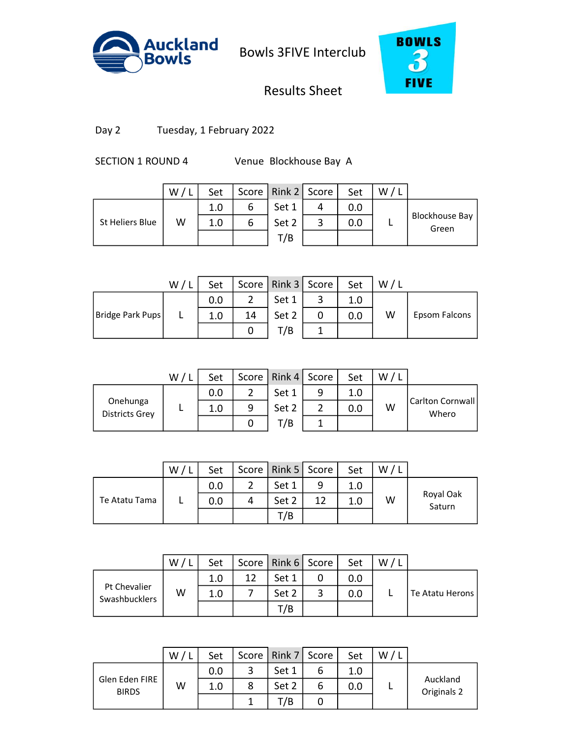# Bowls 3FIVE Interclub

## Results Sheet

Day 2 Tuesday, 1 February 2022

SECTION 1 ROUND 4 Venue Blockhouse Bay A

| | W / L | Set | Score | Rink 2 | Score | Set | W / L | |
|---|---|---|---|---|---|---|---|---|
| St Heliers Blue | W | 1.0 | 6 | Set 1 | 4 | 0.0 | L | Blockhouse Bay Green |
| | | 1.0 | 6 | Set 2 | 3 | 0.0 | | |
| | | | | T/B | | | | |

| | W / L | Set | Score | Rink 3 | Score | Set | W / L | |
|---|---|---|---|---|---|---|---|---|
| Bridge Park Pups | L | 0.0 | 2 | Set 1 | 3 | 1.0 | W | Epsom Falcons |
| | | 1.0 | 14 | Set 2 | 0 | 0.0 | | |
| | | | 0 | T/B | 1 | | | |

| | W / L | Set | Score | Rink 4 | Score | Set | W / L | |
|---|---|---|---|---|---|---|---|---|
| Onehunga Districts Grey | L | 0.0 | 2 | Set 1 | 9 | 1.0 | W | Carlton Cornwall Whero |
| | | 1.0 | 9 | Set 2 | 2 | 0.0 | | |
| | | | 0 | T/B | 1 | | | |

| | W / L | Set | Score | Rink 5 | Score | Set | W / L | |
|---|---|---|---|---|---|---|---|---|
| Te Atatu Tama | L | 0.0 | 2 | Set 1 | 9 | 1.0 | W | Royal Oak Saturn |
| | | 0.0 | 4 | Set 2 | 12 | 1.0 | | |
| | | | | T/B | | | | |

| | W / L | Set | Score | Rink 6 | Score | Set | W / L | |
|---|---|---|---|---|---|---|---|---|
| Pt Chevalier Swashbucklers | W | 1.0 | 12 | Set 1 | 0 | 0.0 | L | Te Atatu Herons |
| | | 1.0 | 7 | Set 2 | 3 | 0.0 | | |
| | | | | T/B | | | | |

| | W / L | Set | Score | Rink 7 | Score | Set | W / L | |
|---|---|---|---|---|---|---|---|---|
| Glen Eden FIRE BIRDS | W | 0.0 | 3 | Set 1 | 6 | 1.0 | L | Auckland Originals 2 |
| | | 1.0 | 8 | Set 2 | 6 | 0.0 | | |
| | | | 1 | T/B | 0 | | | |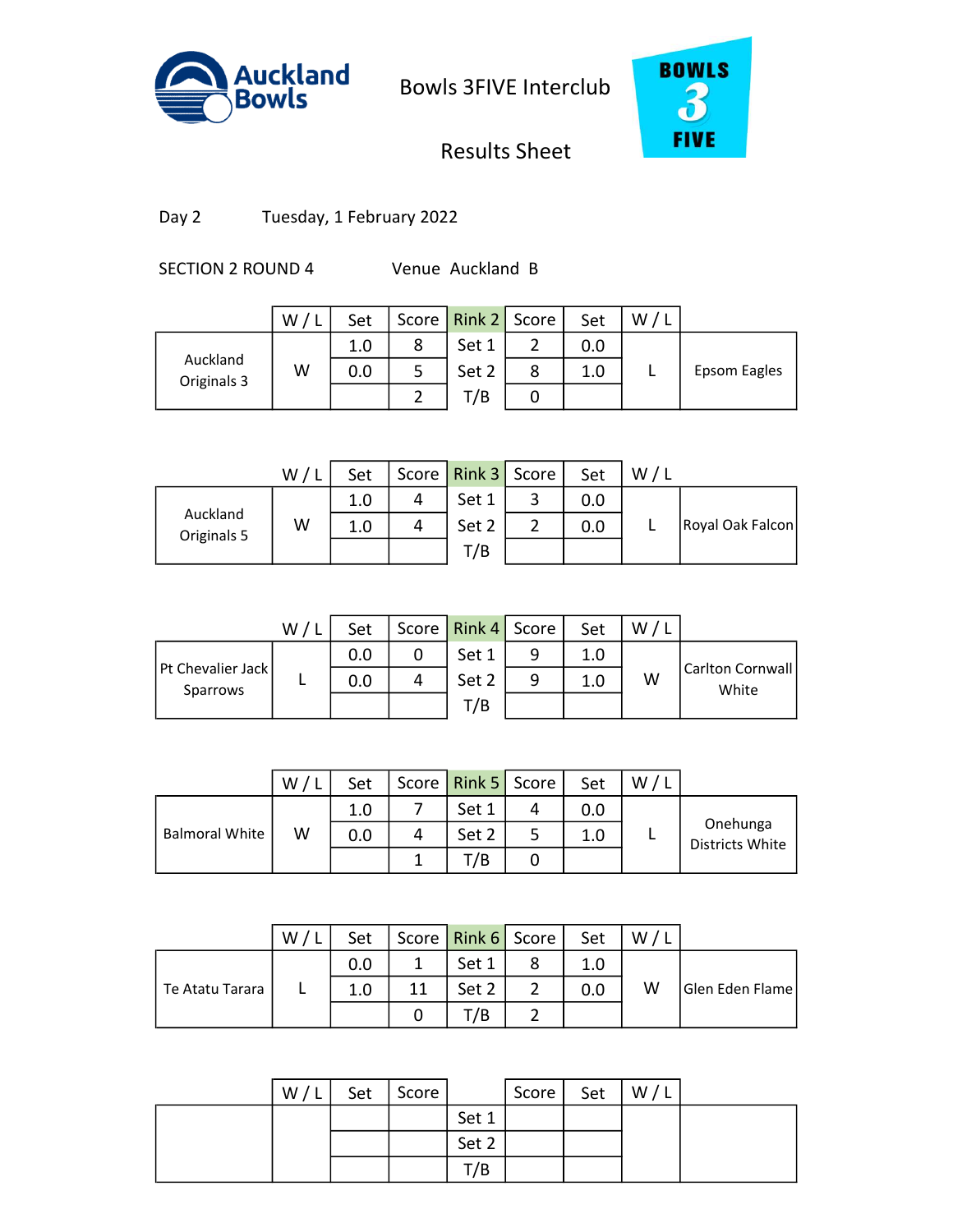Auckland Bowls

Bowls 3FIVE Interclub

Results Sheet

BOWLS 3 FIVE

Day 2 Tuesday, 1 February 2022

SECTION 2 ROUND 4 Venue Auckland B

| | W / L | Set | Score | Rink 2 | Score | Set | W / L | |
|---|---|---|---|---|---|---|---|---|
| Auckland Originals 3 | W | 1.0 | 8 | Set 1 | 2 | 0.0 | L | Epsom Eagles |
| | | 0.0 | 5 | Set 2 | 8 | 1.0 | | |
| | | | 2 | T/B | 0 | | | |

| | W / L | Set | Score | Rink 3 | Score | Set | W / L | |
|---|---|---|---|---|---|---|---|---|
| Auckland Originals 5 | W | 1.0 | 4 | Set 1 | 3 | 0.0 | L | Royal Oak Falcon |
| | | 1.0 | 4 | Set 2 | 2 | 0.0 | | |
| | | | | T/B | | | | |

| | W / L | Set | Score | Rink 4 | Score | Set | W / L | |
|---|---|---|---|---|---|---|---|---|
| Pt Chevalier Jack Sparrows | L | 0.0 | 0 | Set 1 | 9 | 1.0 | W | Carlton Cornwall White |
| | | 0.0 | 4 | Set 2 | 9 | 1.0 | | |
| | | | | T/B | | | | |

| | W / L | Set | Score | Rink 5 | Score | Set | W / L | |
|---|---|---|---|---|---|---|---|---|
| Balmoral White | W | 1.0 | 7 | Set 1 | 4 | 0.0 | L | Onehunga Districts White |
| | | 0.0 | 4 | Set 2 | 5 | 1.0 | | |
| | | | 1 | T/B | 0 | | | |

| | W / L | Set | Score | Rink 6 | Score | Set | W / L | |
|---|---|---|---|---|---|---|---|---|
| Te Atatu Tarara | L | 0.0 | 1 | Set 1 | 8 | 1.0 | W | Glen Eden Flame |
| | | 1.0 | 11 | Set 2 | 2 | 0.0 | | |
| | | | 0 | T/B | 2 | | | |

| | W / L | Set | Score | | Score | Set | W / L | |
|---|---|---|---|---|---|---|---|---|
| | | | | Set 1 | | | | |
| | | | | Set 2 | | | | |
| | | | | T/B | | | | |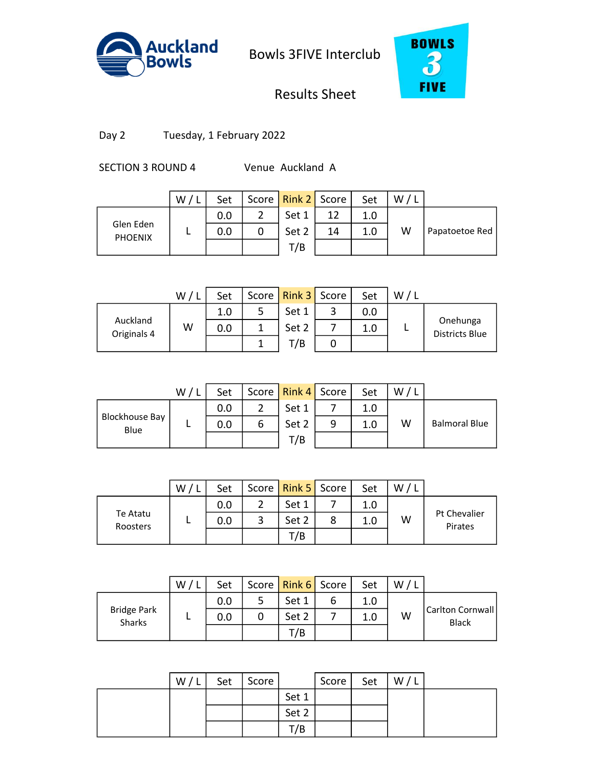# Bowls 3FIVE Interclub

## Results Sheet

Day 2 Tuesday, 1 February 2022

SECTION 3 ROUND 4 Venue Auckland A

| | W / L | Set | Score | Rink 2 | Score | Set | W / L | |
|---|---|---|---|---|---|---|---|---|
| Glen Eden PHOENIX | L | 0.0 | 2 | Set 1 | 12 | 1.0 | W | Papatoetoe Red |
| | | 0.0 | 0 | Set 2 | 14 | 1.0 | | |
| | | | | T/B | | | | |

| | W / L | Set | Score | Rink 3 | Score | Set | W / L | |
|---|---|---|---|---|---|---|---|---|
| Auckland Originals 4 | W | 1.0 | 5 | Set 1 | 3 | 0.0 | L | Onehunga Districts Blue |
| | | 0.0 | 1 | Set 2 | 7 | 1.0 | | |
| | | | 1 | T/B | 0 | | | |

| | W / L | Set | Score | Rink 4 | Score | Set | W / L | |
|---|---|---|---|---|---|---|---|---|
| Blockhouse Bay Blue | L | 0.0 | 2 | Set 1 | 7 | 1.0 | W | Balmoral Blue |
| | | 0.0 | 6 | Set 2 | 9 | 1.0 | | |
| | | | | T/B | | | | |

| | W / L | Set | Score | Rink 5 | Score | Set | W / L | |
|---|---|---|---|---|---|---|---|---|
| Te Atatu Roosters | L | 0.0 | 2 | Set 1 | 7 | 1.0 | W | Pt Chevalier Pirates |
| | | 0.0 | 3 | Set 2 | 8 | 1.0 | | |
| | | | | T/B | | | | |

| | W / L | Set | Score | Rink 6 | Score | Set | W / L | |
|---|---|---|---|---|---|---|---|---|
| Bridge Park Sharks | L | 0.0 | 5 | Set 1 | 6 | 1.0 | W | Carlton Cornwall Black |
| | | 0.0 | 0 | Set 2 | 7 | 1.0 | | |
| | | | | T/B | | | | |

| | W / L | Set | Score | | Score | Set | W / L | |
|---|---|---|---|---|---|---|---|---|
| | | | | Set 1 | | | | |
| | | | | Set 2 | | | | |
| | | | | T/B | | | | |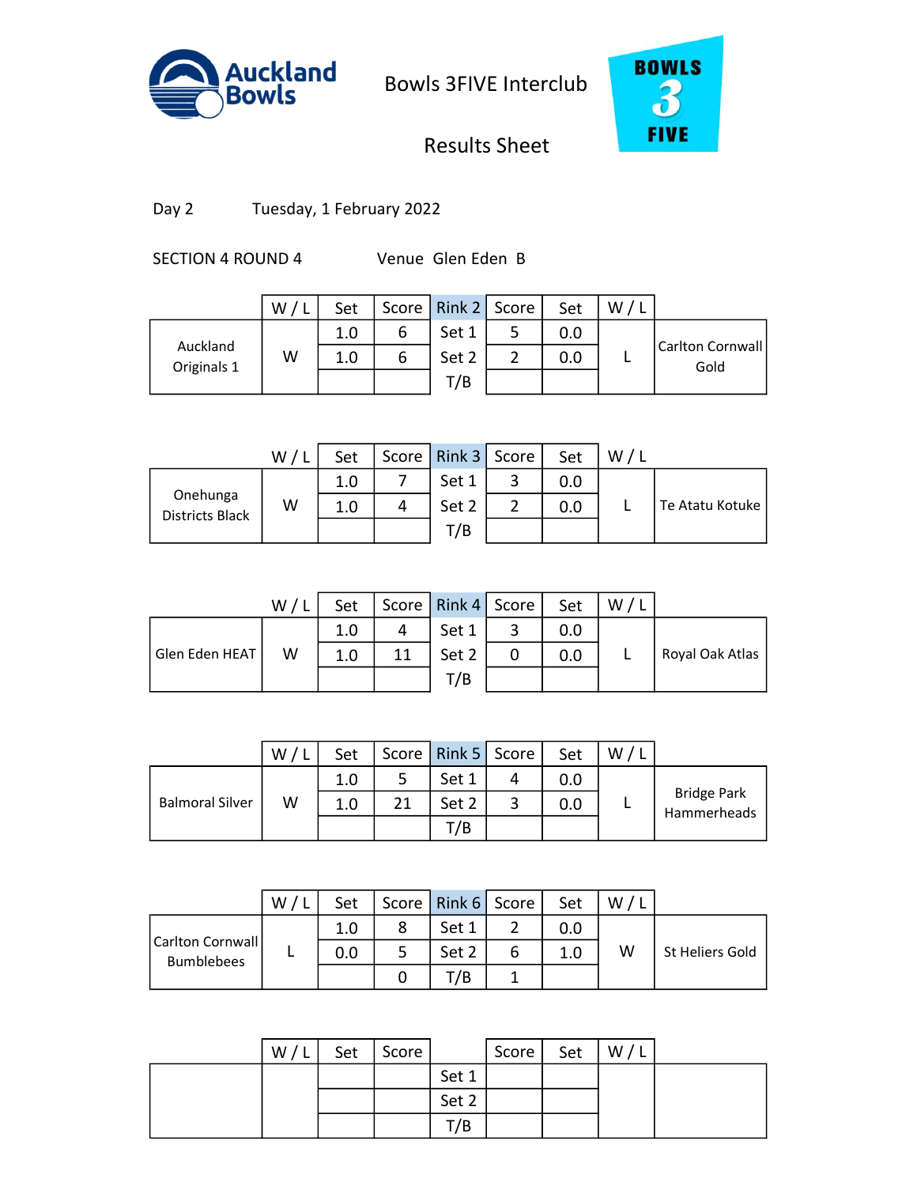Auckland Bowls

Bowls 3FIVE Interclub

Results Sheet

BOWLS 3 FIVE

Day 2 Tuesday, 1 February 2022

SECTION 4 ROUND 4 Venue Glen Eden B

| | W / L | Set | Score | Rink 2 | Score | Set | W / L | |
|---|---|---|---|---|---|---|---|---|
| Auckland Originals 1 | W | 1.0 | 6 | Set 1 | 5 | 0.0 | L | Carlton Cornwall Gold |
| | | 1.0 | 6 | Set 2 | 2 | 0.0 | | |
| | | | | T/B | | | | |

| | W / L | Set | Score | Rink 3 | Score | Set | W / L | |
|---|---|---|---|---|---|---|---|---|
| Onehunga Districts Black | W | 1.0 | 7 | Set 1 | 3 | 0.0 | L | Te Atatu Kotuke |
| | | 1.0 | 4 | Set 2 | 2 | 0.0 | | |
| | | | | T/B | | | | |

| | W / L | Set | Score | Rink 4 | Score | Set | W / L | |
|---|---|---|---|---|---|---|---|---|
| Glen Eden HEAT | W | 1.0 | 4 | Set 1 | 3 | 0.0 | L | Royal Oak Atlas |
| | | 1.0 | 11 | Set 2 | 0 | 0.0 | | |
| | | | | T/B | | | | |

| | W / L | Set | Score | Rink 5 | Score | Set | W / L | |
|---|---|---|---|---|---|---|---|---|
| Balmoral Silver | W | 1.0 | 5 | Set 1 | 4 | 0.0 | L | Bridge Park Hammerheads |
| | | 1.0 | 21 | Set 2 | 3 | 0.0 | | |
| | | | | T/B | | | | |

| | W / L | Set | Score | Rink 6 | Score | Set | W / L | |
|---|---|---|---|---|---|---|---|---|
| Carlton Cornwall Bumblebees | L | 1.0 | 8 | Set 1 | 2 | 0.0 | W | St Heliers Gold |
| | | 0.0 | 5 | Set 2 | 6 | 1.0 | | |
| | | | 0 | T/B | 1 | | | |

| | W / L | Set | Score | | Score | Set | W / L | |
|---|---|---|---|---|---|---|---|---|
| | | | | Set 1 | | | | |
| | | | | Set 2 | | | | |
| | | | | T/B | | | | |